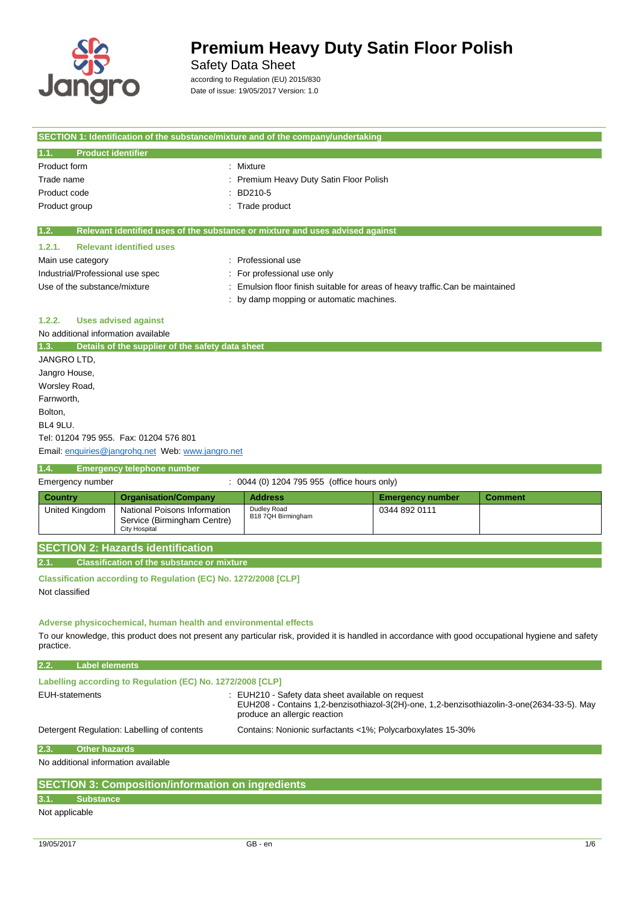# Premium Heavy Duty Satin Floor Polish

Safety Data Sheet

according to Regulation (EU) 2015/830

Date of issue: 19/05/2017 Version: 1.0

## SECTION 1: Identification of the substance/mixture and of the company/undertaking

### 1.1. Product identifier

| | |
|---|---|
| Product form | : Mixture |
| Trade name | : Premium Heavy Duty Satin Floor Polish |
| Product code | : BD210-5 |
| Product group | : Trade product |

### 1.2. Relevant identified uses of the substance or mixture and uses advised against

#### 1.2.1. Relevant identified uses

| | |
|---|---|
| Main use category | : Professional use |
| Industrial/Professional use spec | : For professional use only |
| Use of the substance/mixture | : Emulsion floor finish suitable for areas of heavy traffic.Can be maintained |
| | : by damp mopping or automatic machines. |

#### 1.2.2. Uses advised against

No additional information available

### 1.3. Details of the supplier of the safety data sheet

JANGRO LTD,
Jangro House,
Worsley Road,
Farnworth,
Bolton,
BL4 9LU.
Tel: 01204 795 955. Fax: 01204 576 801
Email: enquiries@jangrohq.net Web: www.jangro.net

### 1.4. Emergency telephone number

Emergency number : 0044 (0) 1204 795 955 (office hours only)

| Country | Organisation/Company | Address | Emergency number | Comment |
|---|---|---|---|---|
| United Kingdom | National Poisons Information Service (Birmingham Centre) City Hospital | Dudley Road B18 7QH Birmingham | 0344 892 0111 | |

## SECTION 2: Hazards identification

### 2.1. Classification of the substance or mixture

**Classification according to Regulation (EC) No. 1272/2008 [CLP]**

Not classified

**Adverse physicochemical, human health and environmental effects**

To our knowledge, this product does not present any particular risk, provided it is handled in accordance with good occupational hygiene and safety practice.

### 2.2. Label elements

**Labelling according to Regulation (EC) No. 1272/2008 [CLP]**

| | |
|---|---|
| EUH-statements | : EUH210 - Safety data sheet available on request<br>EUH208 - Contains 1,2-benzisothiazol-3(2H)-one, 1,2-benzisothiazolin-3-one(2634-33-5). May produce an allergic reaction |
| Detergent Regulation: Labelling of contents | Contains: Nonionic surfactants <1%; Polycarboxylates 15-30% |

### 2.3. Other hazards

No additional information available

## SECTION 3: Composition/information on ingredients

### 3.1. Substance

Not applicable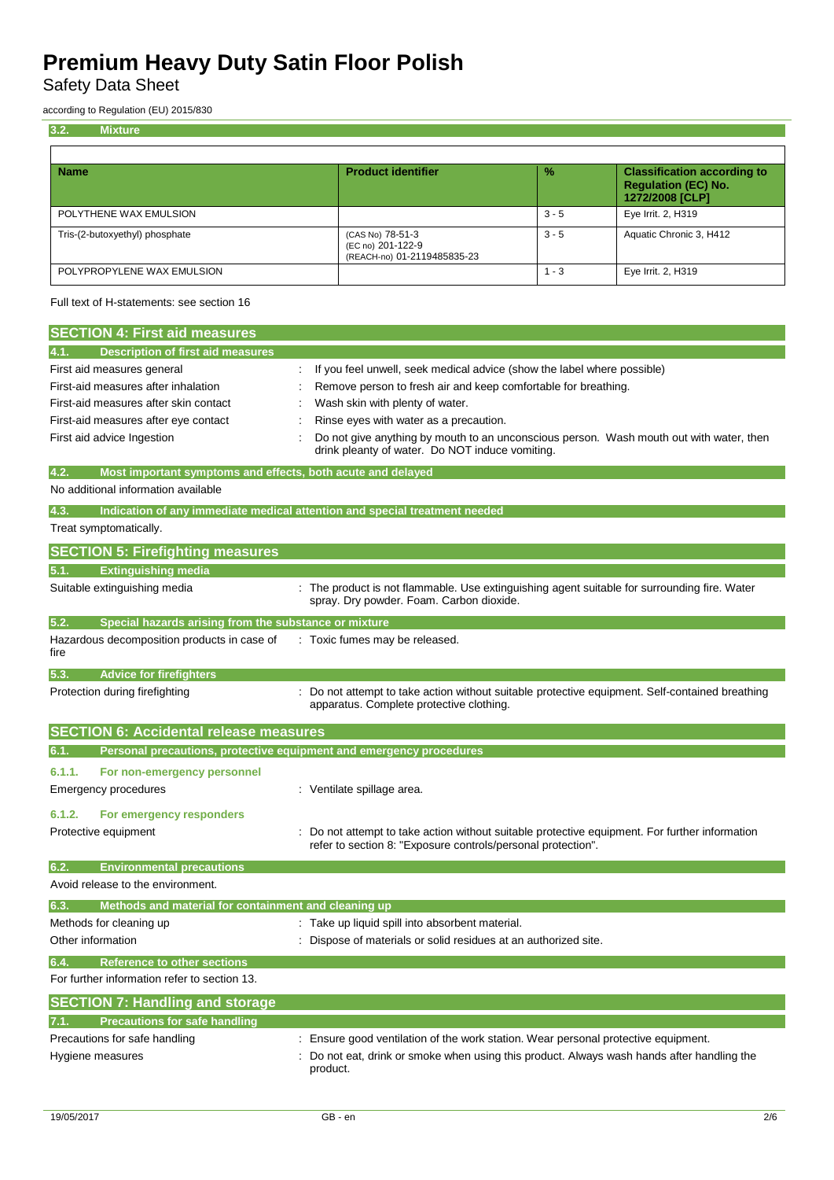### 3.2. Mixture

| Name | Product identifier | % | Classification according to Regulation (EC) No. 1272/2008 [CLP] |
|---|---|---|---|
| POLYTHENE WAX EMULSION | | 3 - 5 | Eye Irrit. 2, H319 |
| Tris-(2-butoxyethyl) phosphate | (CAS No) 78-51-3<br>(EC no) 201-122-9<br>(REACH-no) 01-2119485835-23 | 3 - 5 | Aquatic Chronic 3, H412 |
| POLYPROPYLENE WAX EMULSION | | 1 - 3 | Eye Irrit. 2, H319 |

Full text of H-statements: see section 16

## SECTION 4: First aid measures

### 4.1. Description of first aid measures

First aid measures general : If you feel unwell, seek medical advice (show the label where possible)

First-aid measures after inhalation : Remove person to fresh air and keep comfortable for breathing.

First-aid measures after skin contact : Wash skin with plenty of water.

First-aid measures after eye contact : Rinse eyes with water as a precaution.

First aid advice Ingestion : Do not give anything by mouth to an unconscious person. Wash mouth out with water, then drink pleanty of water. Do NOT induce vomiting.

### 4.2. Most important symptoms and effects, both acute and delayed

No additional information available

### 4.3. Indication of any immediate medical attention and special treatment needed

Treat symptomatically.

## SECTION 5: Firefighting measures

### 5.1. Extinguishing media

Suitable extinguishing media : The product is not flammable. Use extinguishing agent suitable for surrounding fire. Water spray. Dry powder. Foam. Carbon dioxide.

### 5.2. Special hazards arising from the substance or mixture

Hazardous decomposition products in case of fire : Toxic fumes may be released.

### 5.3. Advice for firefighters

Protection during firefighting : Do not attempt to take action without suitable protective equipment. Self-contained breathing apparatus. Complete protective clothing.

## SECTION 6: Accidental release measures

### 6.1. Personal precautions, protective equipment and emergency procedures

#### 6.1.1. For non-emergency personnel

Emergency procedures : Ventilate spillage area.

#### 6.1.2. For emergency responders

Protective equipment : Do not attempt to take action without suitable protective equipment. For further information refer to section 8: "Exposure controls/personal protection".

### 6.2. Environmental precautions

Avoid release to the environment.

### 6.3. Methods and material for containment and cleaning up

Methods for cleaning up : Take up liquid spill into absorbent material.

Other information : Dispose of materials or solid residues at an authorized site.

### 6.4. Reference to other sections

For further information refer to section 13.

## SECTION 7: Handling and storage

### 7.1. Precautions for safe handling

Precautions for safe handling : Ensure good ventilation of the work station. Wear personal protective equipment.

Hygiene measures : Do not eat, drink or smoke when using this product. Always wash hands after handling the product.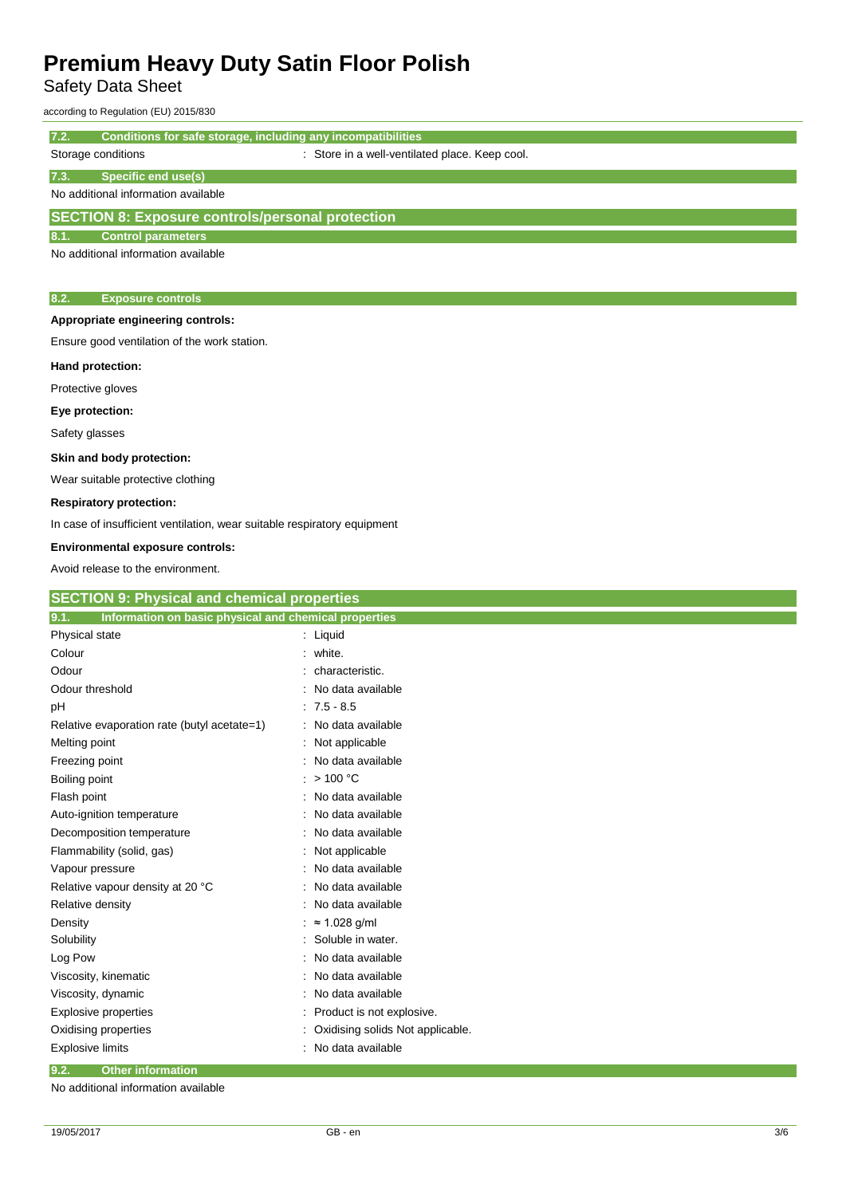### 7.2. Conditions for safe storage, including any incompatibilities

Storage conditions : Store in a well-ventilated place. Keep cool.

### 7.3. Specific end use(s)

No additional information available

## SECTION 8: Exposure controls/personal protection

### 8.1. Control parameters

No additional information available

### 8.2. Exposure controls

**Appropriate engineering controls:**

Ensure good ventilation of the work station.

**Hand protection:**

Protective gloves

**Eye protection:**

Safety glasses

**Skin and body protection:**

Wear suitable protective clothing

**Respiratory protection:**

In case of insufficient ventilation, wear suitable respiratory equipment

**Environmental exposure controls:**

Avoid release to the environment.

## SECTION 9: Physical and chemical properties

### 9.1. Information on basic physical and chemical properties

| Property | Value |
|---|---|
| Physical state | Liquid |
| Colour | white. |
| Odour | characteristic. |
| Odour threshold | No data available |
| pH | 7.5 - 8.5 |
| Relative evaporation rate (butyl acetate=1) | No data available |
| Melting point | Not applicable |
| Freezing point | No data available |
| Boiling point | > 100 °C |
| Flash point | No data available |
| Auto-ignition temperature | No data available |
| Decomposition temperature | No data available |
| Flammability (solid, gas) | Not applicable |
| Vapour pressure | No data available |
| Relative vapour density at 20 °C | No data available |
| Relative density | No data available |
| Density | ≈ 1.028 g/ml |
| Solubility | Soluble in water. |
| Log Pow | No data available |
| Viscosity, kinematic | No data available |
| Viscosity, dynamic | No data available |
| Explosive properties | Product is not explosive. |
| Oxidising properties | Oxidising solids Not applicable. |
| Explosive limits | No data available |

### 9.2. Other information

No additional information available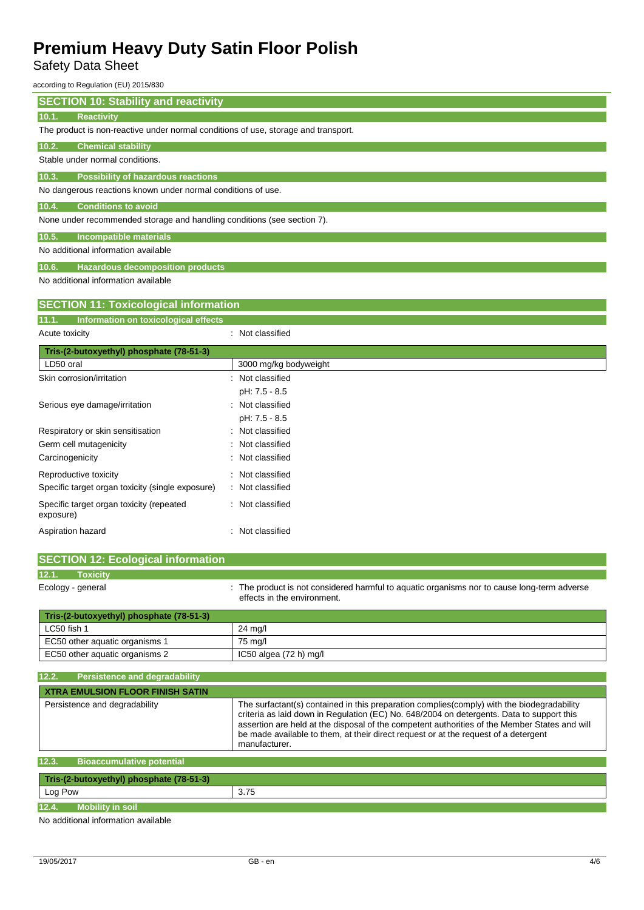# Premium Heavy Duty Satin Floor Polish

Safety Data Sheet

according to Regulation (EU) 2015/830

## SECTION 10: Stability and reactivity

### 10.1. Reactivity

The product is non-reactive under normal conditions of use, storage and transport.

### 10.2. Chemical stability

Stable under normal conditions.

### 10.3. Possibility of hazardous reactions

No dangerous reactions known under normal conditions of use.

### 10.4. Conditions to avoid

None under recommended storage and handling conditions (see section 7).

### 10.5. Incompatible materials

No additional information available

### 10.6. Hazardous decomposition products

No additional information available

## SECTION 11: Toxicological information

### 11.1. Information on toxicological effects

Acute toxicity : Not classified

| Tris-(2-butoxyethyl) phosphate (78-51-3) | |
|---|---|
| LD50 oral | 3000 mg/kg bodyweight |

Skin corrosion/irritation : Not classified
pH: 7.5 - 8.5

Serious eye damage/irritation : Not classified
pH: 7.5 - 8.5

Respiratory or skin sensitisation : Not classified

Germ cell mutagenicity : Not classified

Carcinogenicity : Not classified

Reproductive toxicity : Not classified

Specific target organ toxicity (single exposure) : Not classified

Specific target organ toxicity (repeated exposure) : Not classified

Aspiration hazard : Not classified

## SECTION 12: Ecological information

### 12.1. Toxicity

Ecology - general : The product is not considered harmful to aquatic organisms nor to cause long-term adverse effects in the environment.

| Tris-(2-butoxyethyl) phosphate (78-51-3) | |
|---|---|
| LC50 fish 1 | 24 mg/l |
| EC50 other aquatic organisms 1 | 75 mg/l |
| EC50 other aquatic organisms 2 | IC50 algea (72 h) mg/l |

### 12.2. Persistence and degradability

| XTRA EMULSION FLOOR FINISH SATIN | |
|---|---|
| Persistence and degradability | The surfactant(s) contained in this preparation complies(comply) with the biodegradability criteria as laid down in Regulation (EC) No. 648/2004 on detergents. Data to support this assertion are held at the disposal of the competent authorities of the Member States and will be made available to them, at their direct request or at the request of a detergent manufacturer. |

### 12.3. Bioaccumulative potential

| Tris-(2-butoxyethyl) phosphate (78-51-3) | |
|---|---|
| Log Pow | 3.75 |

### 12.4. Mobility in soil

No additional information available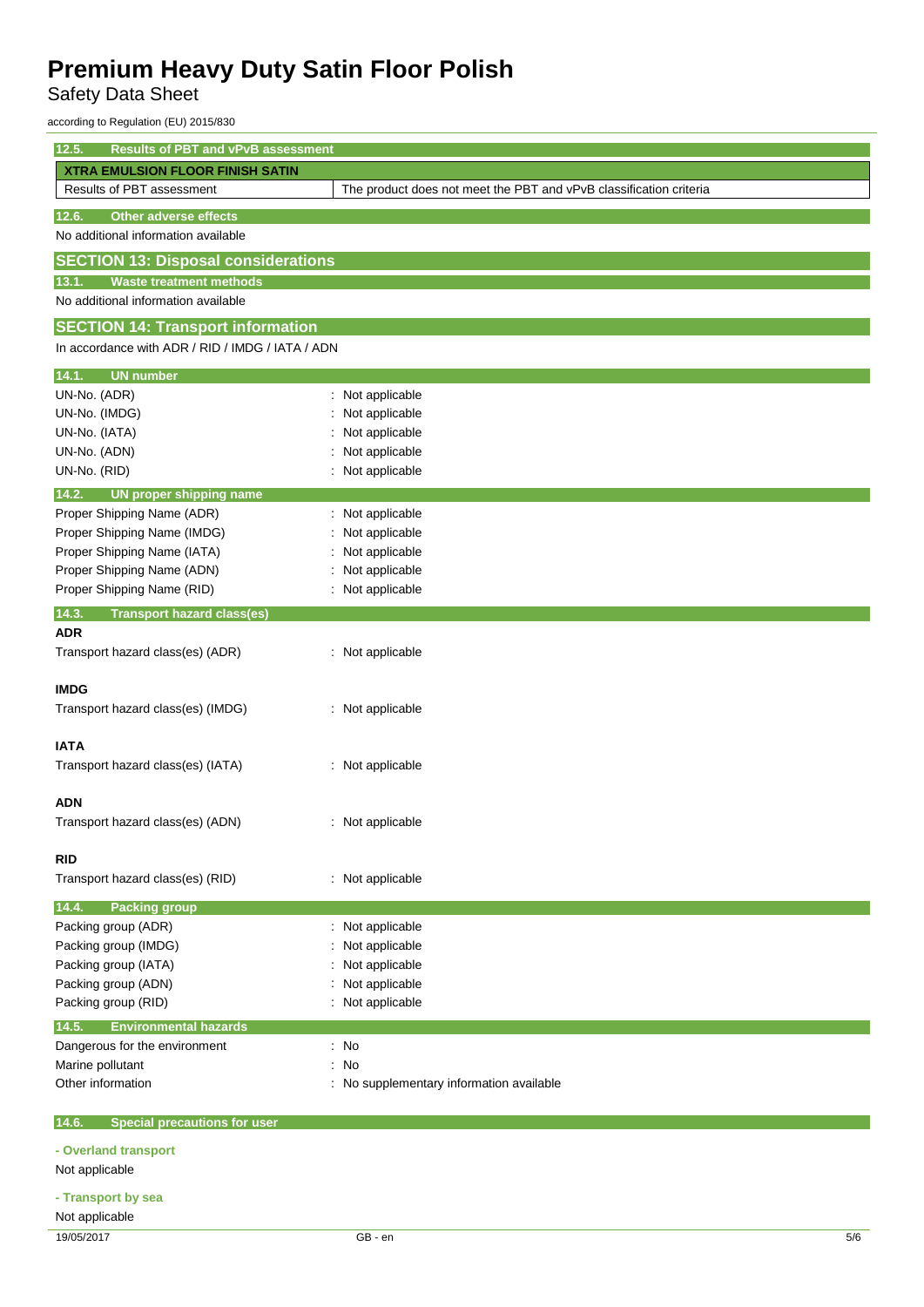### 12.5. Results of PBT and vPvB assessment

| XTRA EMULSION FLOOR FINISH SATIN | |
|---|---|
| Results of PBT assessment | The product does not meet the PBT and vPvB classification criteria |

### 12.6. Other adverse effects

No additional information available

## SECTION 13: Disposal considerations

### 13.1. Waste treatment methods

No additional information available

## SECTION 14: Transport information

In accordance with ADR / RID / IMDG / IATA / ADN

### 14.1. UN number

UN-No. (ADR) : Not applicable
UN-No. (IMDG) : Not applicable
UN-No. (IATA) : Not applicable
UN-No. (ADN) : Not applicable
UN-No. (RID) : Not applicable

### 14.2. UN proper shipping name

Proper Shipping Name (ADR) : Not applicable
Proper Shipping Name (IMDG) : Not applicable
Proper Shipping Name (IATA) : Not applicable
Proper Shipping Name (ADN) : Not applicable
Proper Shipping Name (RID) : Not applicable

### 14.3. Transport hazard class(es)

**ADR**

Transport hazard class(es) (ADR) : Not applicable

**IMDG**

Transport hazard class(es) (IMDG) : Not applicable

**IATA**

Transport hazard class(es) (IATA) : Not applicable

**ADN**

Transport hazard class(es) (ADN) : Not applicable

**RID**

Transport hazard class(es) (RID) : Not applicable

### 14.4. Packing group

Packing group (ADR) : Not applicable
Packing group (IMDG) : Not applicable
Packing group (IATA) : Not applicable
Packing group (ADN) : Not applicable
Packing group (RID) : Not applicable

### 14.5. Environmental hazards

Dangerous for the environment : No
Marine pollutant : No
Other information : No supplementary information available

### 14.6. Special precautions for user

**- Overland transport**

Not applicable

**- Transport by sea**

Not applicable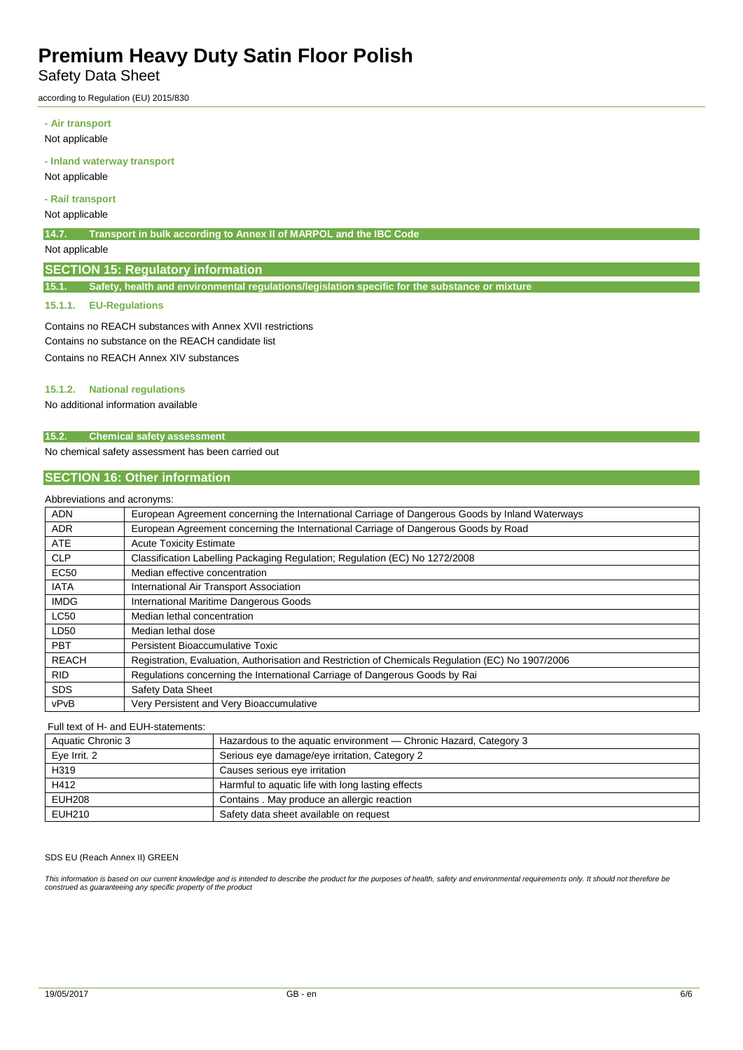**- Air transport**

Not applicable

**- Inland waterway transport**

Not applicable

**- Rail transport**

Not applicable

### 14.7. Transport in bulk according to Annex II of MARPOL and the IBC Code

Not applicable

## SECTION 15: Regulatory information

### 15.1. Safety, health and environmental regulations/legislation specific for the substance or mixture

#### 15.1.1. EU-Regulations

Contains no REACH substances with Annex XVII restrictions

Contains no substance on the REACH candidate list

Contains no REACH Annex XIV substances

#### 15.1.2. National regulations

No additional information available

### 15.2. Chemical safety assessment

No chemical safety assessment has been carried out

## SECTION 16: Other information

Abbreviations and acronyms:

| | |
|---|---|
| ADN | European Agreement concerning the International Carriage of Dangerous Goods by Inland Waterways |
| ADR | European Agreement concerning the International Carriage of Dangerous Goods by Road |
| ATE | Acute Toxicity Estimate |
| CLP | Classification Labelling Packaging Regulation; Regulation (EC) No 1272/2008 |
| EC50 | Median effective concentration |
| IATA | International Air Transport Association |
| IMDG | International Maritime Dangerous Goods |
| LC50 | Median lethal concentration |
| LD50 | Median lethal dose |
| PBT | Persistent Bioaccumulative Toxic |
| REACH | Registration, Evaluation, Authorisation and Restriction of Chemicals Regulation (EC) No 1907/2006 |
| RID | Regulations concerning the International Carriage of Dangerous Goods by Rai |
| SDS | Safety Data Sheet |
| vPvB | Very Persistent and Very Bioaccumulative |

Full text of H- and EUH-statements:

| | |
|---|---|
| Aquatic Chronic 3 | Hazardous to the aquatic environment — Chronic Hazard, Category 3 |
| Eye Irrit. 2 | Serious eye damage/eye irritation, Category 2 |
| H319 | Causes serious eye irritation |
| H412 | Harmful to aquatic life with long lasting effects |
| EUH208 | Contains . May produce an allergic reaction |
| EUH210 | Safety data sheet available on request |

SDS EU (Reach Annex II) GREEN

*This information is based on our current knowledge and is intended to describe the product for the purposes of health, safety and environmental requirements only. It should not therefore be construed as guaranteeing any specific property of the product*